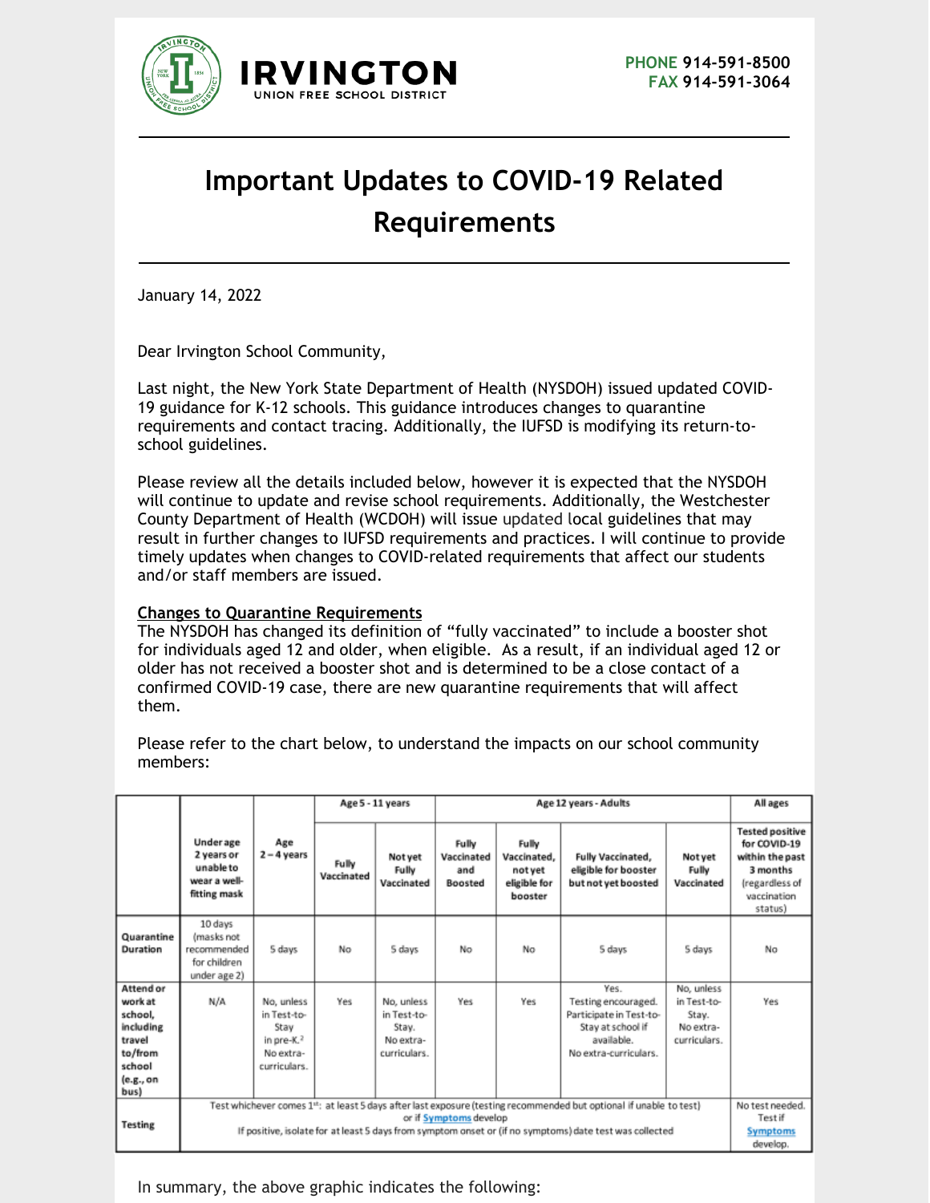IRVINGTON
UNION FREE SCHOOL DISTRICT

**PHONE** 914-591-8500
**FAX** 914-591-3064

# Important Updates to COVID-19 Related Requirements

January 14, 2022

Dear Irvington School Community,

Last night, the New York State Department of Health (NYSDOH) issued updated COVID-19 guidance for K-12 schools. This guidance introduces changes to quarantine requirements and contact tracing. Additionally, the IUFSD is modifying its return-to-school guidelines.

Please review all the details included below, however it is expected that the NYSDOH will continue to update and revise school requirements. Additionally, the Westchester County Department of Health (WCDOH) will issue updated local guidelines that may result in further changes to IUFSD requirements and practices. I will continue to provide timely updates when changes to COVID-related requirements that affect our students and/or staff members are issued.

**Changes to Quarantine Requirements**

The NYSDOH has changed its definition of "fully vaccinated" to include a booster shot for individuals aged 12 and older, when eligible. As a result, if an individual aged 12 or older has not received a booster shot and is determined to be a close contact of a confirmed COVID-19 case, there are new quarantine requirements that will affect them.

Please refer to the chart below, to understand the impacts on our school community members:

| | | | Age 5 - 11 years | | Age 12 years - Adults | | | | All ages |
|---|---|---|---|---|---|---|---|---|---|
| | Under age 2 years or unable to wear a well-fitting mask | Age 2 – 4 years | Fully Vaccinated | Not yet Fully Vaccinated | Fully Vaccinated and Boosted | Fully Vaccinated, not yet eligible for booster | Fully Vaccinated, eligible for booster but not yet boosted | Not yet Fully Vaccinated | Tested positive for COVID-19 within the past 3 months (regardless of vaccination status) |
| **Quarantine Duration** | 10 days (masks not recommended for children under age 2) | 5 days | No | 5 days | No | No | 5 days | 5 days | No |
| **Attend or work at school, including travel to/from school (e.g., on bus)** | N/A | No, unless in Test-to-Stay in pre-K.[2] No extra-curriculars. | Yes | No, unless in Test-to-Stay. No extra-curriculars. | Yes | Yes | Yes. Testing encouraged. Participate in Test-to-Stay at school if available. No extra-curriculars. | No, unless in Test-to-Stay. No extra-curriculars. | Yes |
| **Testing** | Test whichever comes 1st: at least 5 days after last exposure (testing recommended but optional if unable to test) or if Symptoms develop. If positive, isolate for at least 5 days from symptom onset or (if no symptoms) date test was collected | | | | | | | | No test needed. Test if Symptoms develop. |

In summary, the above graphic indicates the following: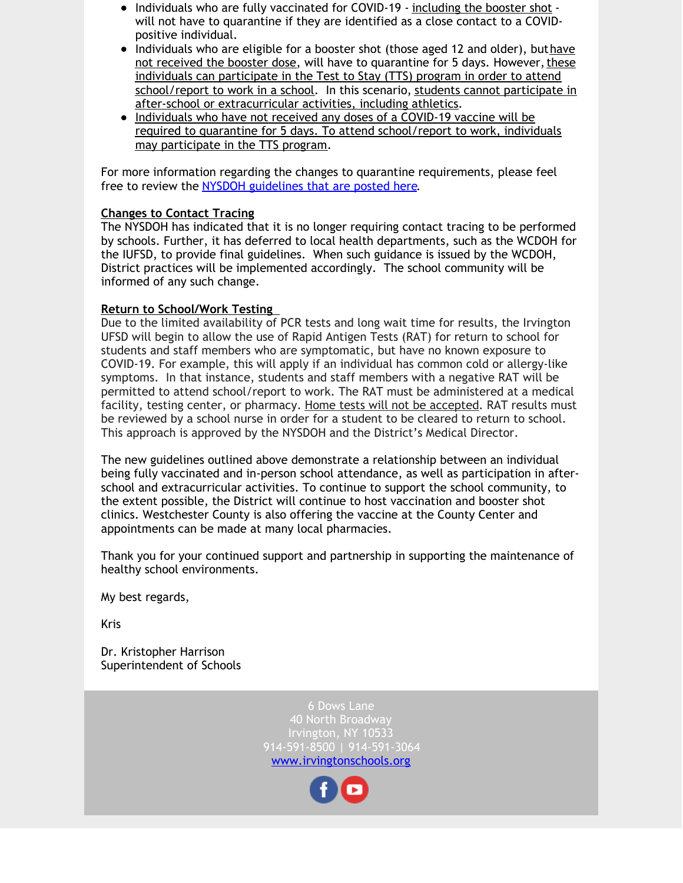- Individuals who are fully vaccinated for COVID-19 - including the booster shot - will not have to quarantine if they are identified as a close contact to a COVID-positive individual.
- Individuals who are eligible for a booster shot (those aged 12 and older), but have not received the booster dose, will have to quarantine for 5 days. However, these individuals can participate in the Test to Stay (TTS) program in order to attend school/report to work in a school. In this scenario, students cannot participate in after-school or extracurricular activities, including athletics.
- Individuals who have not received any doses of a COVID-19 vaccine will be required to quarantine for 5 days. To attend school/report to work, individuals may participate in the TTS program.

For more information regarding the changes to quarantine requirements, please feel free to review the NYSDOH guidelines that are posted here.

**Changes to Contact Tracing**
The NYSDOH has indicated that it is no longer requiring contact tracing to be performed by schools. Further, it has deferred to local health departments, such as the WCDOH for the IUFSD, to provide final guidelines. When such guidance is issued by the WCDOH, District practices will be implemented accordingly. The school community will be informed of any such change.

**Return to School/Work Testing**
Due to the limited availability of PCR tests and long wait time for results, the Irvington UFSD will begin to allow the use of Rapid Antigen Tests (RAT) for return to school for students and staff members who are symptomatic, but have no known exposure to COVID-19. For example, this will apply if an individual has common cold or allergy-like symptoms. In that instance, students and staff members with a negative RAT will be permitted to attend school/report to work. The RAT must be administered at a medical facility, testing center, or pharmacy. Home tests will not be accepted. RAT results must be reviewed by a school nurse in order for a student to be cleared to return to school. This approach is approved by the NYSDOH and the District's Medical Director.

The new guidelines outlined above demonstrate a relationship between an individual being fully vaccinated and in-person school attendance, as well as participation in after-school and extracurricular activities. To continue to support the school community, to the extent possible, the District will continue to host vaccination and booster shot clinics. Westchester County is also offering the vaccine at the County Center and appointments can be made at many local pharmacies.

Thank you for your continued support and partnership in supporting the maintenance of healthy school environments.

My best regards,

Kris

Dr. Kristopher Harrison
Superintendent of Schools

6 Dows Lane
40 North Broadway
Irvington, NY 10533
914-591-8500 | 914-591-3064
www.irvingtonschools.org